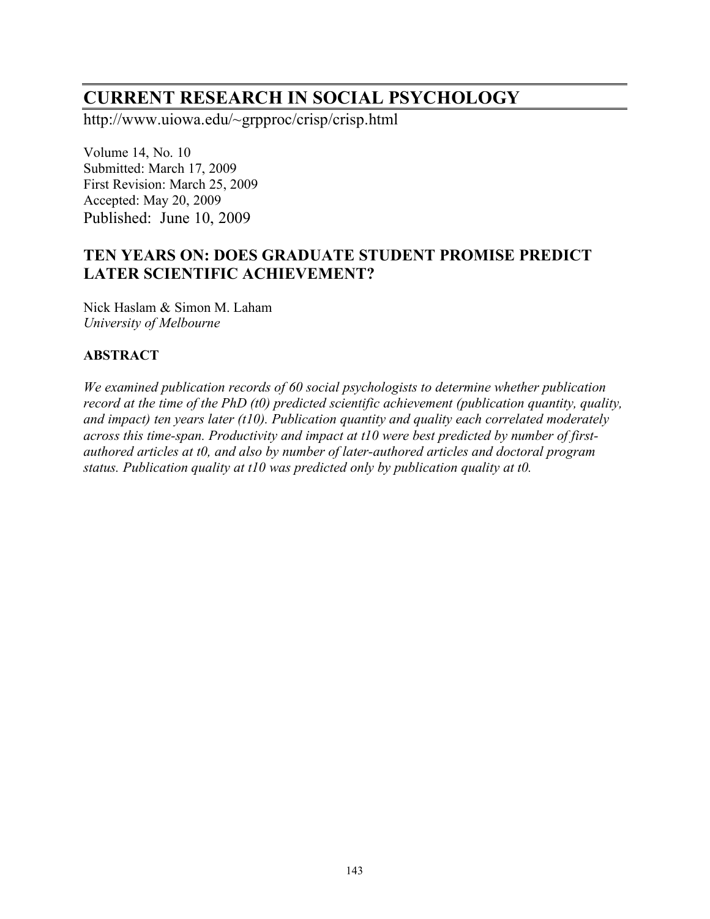# CURRENT RESEARCH IN SOCIAL PSYCHOLOGY

http://www.uiowa.edu/~grpproc/crisp/crisp.html

Volume 14, No. 10
Submitted: March 17, 2009
First Revision: March 25, 2009
Accepted: May 20, 2009
Published: June 10, 2009

## TEN YEARS ON: DOES GRADUATE STUDENT PROMISE PREDICT LATER SCIENTIFIC ACHIEVEMENT?

Nick Haslam & Simon M. Laham
*University of Melbourne*

### ABSTRACT

*We examined publication records of 60 social psychologists to determine whether publication record at the time of the PhD (t0) predicted scientific achievement (publication quantity, quality, and impact) ten years later (t10). Publication quantity and quality each correlated moderately across this time-span. Productivity and impact at t10 were best predicted by number of first-authored articles at t0, and also by number of later-authored articles and doctoral program status. Publication quality at t10 was predicted only by publication quality at t0.*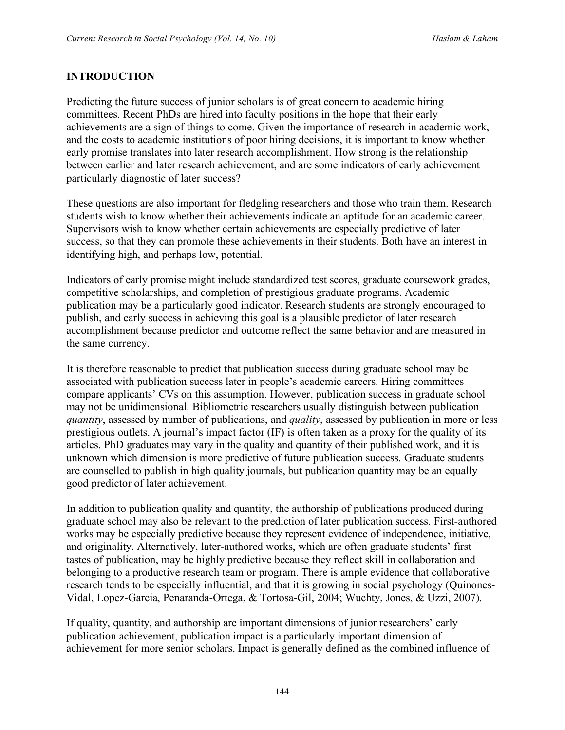## INTRODUCTION

Predicting the future success of junior scholars is of great concern to academic hiring committees. Recent PhDs are hired into faculty positions in the hope that their early achievements are a sign of things to come. Given the importance of research in academic work, and the costs to academic institutions of poor hiring decisions, it is important to know whether early promise translates into later research accomplishment. How strong is the relationship between earlier and later research achievement, and are some indicators of early achievement particularly diagnostic of later success?

These questions are also important for fledgling researchers and those who train them. Research students wish to know whether their achievements indicate an aptitude for an academic career. Supervisors wish to know whether certain achievements are especially predictive of later success, so that they can promote these achievements in their students. Both have an interest in identifying high, and perhaps low, potential.

Indicators of early promise might include standardized test scores, graduate coursework grades, competitive scholarships, and completion of prestigious graduate programs. Academic publication may be a particularly good indicator. Research students are strongly encouraged to publish, and early success in achieving this goal is a plausible predictor of later research accomplishment because predictor and outcome reflect the same behavior and are measured in the same currency.

It is therefore reasonable to predict that publication success during graduate school may be associated with publication success later in people's academic careers. Hiring committees compare applicants' CVs on this assumption. However, publication success in graduate school may not be unidimensional. Bibliometric researchers usually distinguish between publication *quantity*, assessed by number of publications, and *quality*, assessed by publication in more or less prestigious outlets. A journal's impact factor (IF) is often taken as a proxy for the quality of its articles. PhD graduates may vary in the quality and quantity of their published work, and it is unknown which dimension is more predictive of future publication success. Graduate students are counselled to publish in high quality journals, but publication quantity may be an equally good predictor of later achievement.

In addition to publication quality and quantity, the authorship of publications produced during graduate school may also be relevant to the prediction of later publication success. First-authored works may be especially predictive because they represent evidence of independence, initiative, and originality. Alternatively, later-authored works, which are often graduate students' first tastes of publication, may be highly predictive because they reflect skill in collaboration and belonging to a productive research team or program. There is ample evidence that collaborative research tends to be especially influential, and that it is growing in social psychology (Quinones-Vidal, Lopez-Garcia, Penaranda-Ortega, & Tortosa-Gil, 2004; Wuchty, Jones, & Uzzi, 2007).

If quality, quantity, and authorship are important dimensions of junior researchers' early publication achievement, publication impact is a particularly important dimension of achievement for more senior scholars. Impact is generally defined as the combined influence of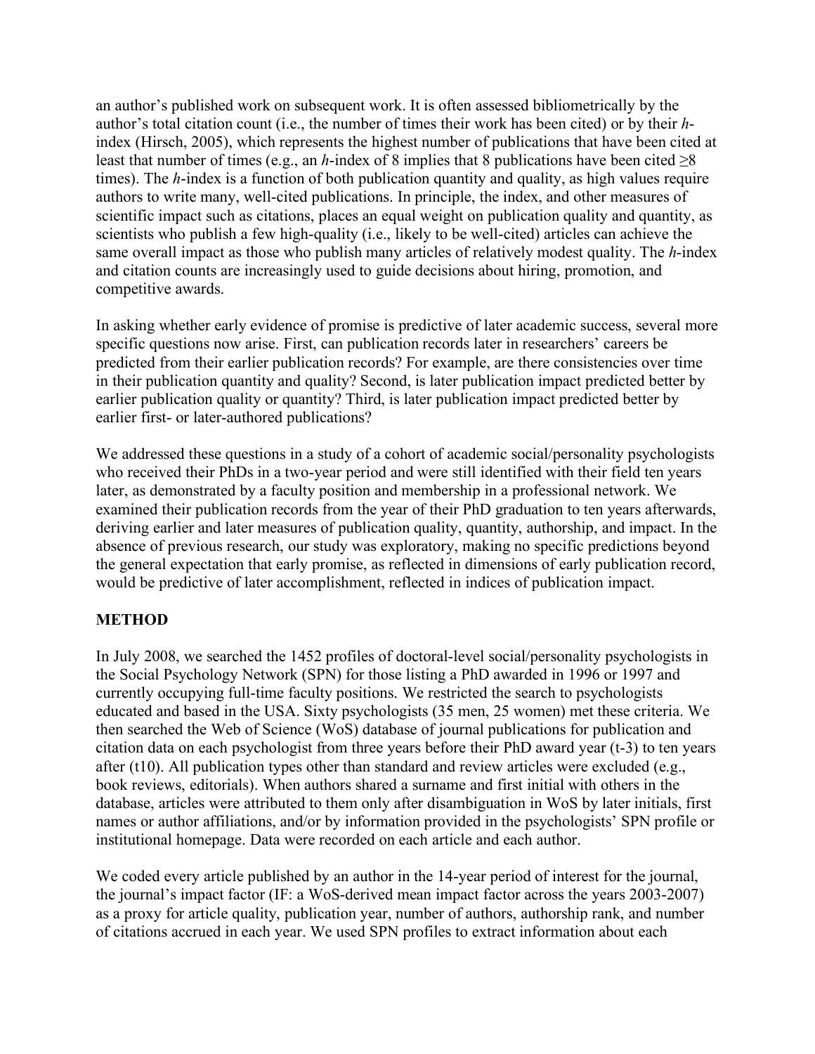an author's published work on subsequent work. It is often assessed bibliometrically by the author's total citation count (i.e., the number of times their work has been cited) or by their *h*-index (Hirsch, 2005), which represents the highest number of publications that have been cited at least that number of times (e.g., an *h*-index of 8 implies that 8 publications have been cited ≥8 times). The *h*-index is a function of both publication quantity and quality, as high values require authors to write many, well-cited publications. In principle, the index, and other measures of scientific impact such as citations, places an equal weight on publication quality and quantity, as scientists who publish a few high-quality (i.e., likely to be well-cited) articles can achieve the same overall impact as those who publish many articles of relatively modest quality. The *h*-index and citation counts are increasingly used to guide decisions about hiring, promotion, and competitive awards.

In asking whether early evidence of promise is predictive of later academic success, several more specific questions now arise. First, can publication records later in researchers' careers be predicted from their earlier publication records? For example, are there consistencies over time in their publication quantity and quality? Second, is later publication impact predicted better by earlier publication quality or quantity? Third, is later publication impact predicted better by earlier first- or later-authored publications?

We addressed these questions in a study of a cohort of academic social/personality psychologists who received their PhDs in a two-year period and were still identified with their field ten years later, as demonstrated by a faculty position and membership in a professional network. We examined their publication records from the year of their PhD graduation to ten years afterwards, deriving earlier and later measures of publication quality, quantity, authorship, and impact. In the absence of previous research, our study was exploratory, making no specific predictions beyond the general expectation that early promise, as reflected in dimensions of early publication record, would be predictive of later accomplishment, reflected in indices of publication impact.

## METHOD

In July 2008, we searched the 1452 profiles of doctoral-level social/personality psychologists in the Social Psychology Network (SPN) for those listing a PhD awarded in 1996 or 1997 and currently occupying full-time faculty positions. We restricted the search to psychologists educated and based in the USA. Sixty psychologists (35 men, 25 women) met these criteria. We then searched the Web of Science (WoS) database of journal publications for publication and citation data on each psychologist from three years before their PhD award year (t-3) to ten years after (t10). All publication types other than standard and review articles were excluded (e.g., book reviews, editorials). When authors shared a surname and first initial with others in the database, articles were attributed to them only after disambiguation in WoS by later initials, first names or author affiliations, and/or by information provided in the psychologists' SPN profile or institutional homepage. Data were recorded on each article and each author.

We coded every article published by an author in the 14-year period of interest for the journal, the journal's impact factor (IF: a WoS-derived mean impact factor across the years 2003-2007) as a proxy for article quality, publication year, number of authors, authorship rank, and number of citations accrued in each year. We used SPN profiles to extract information about each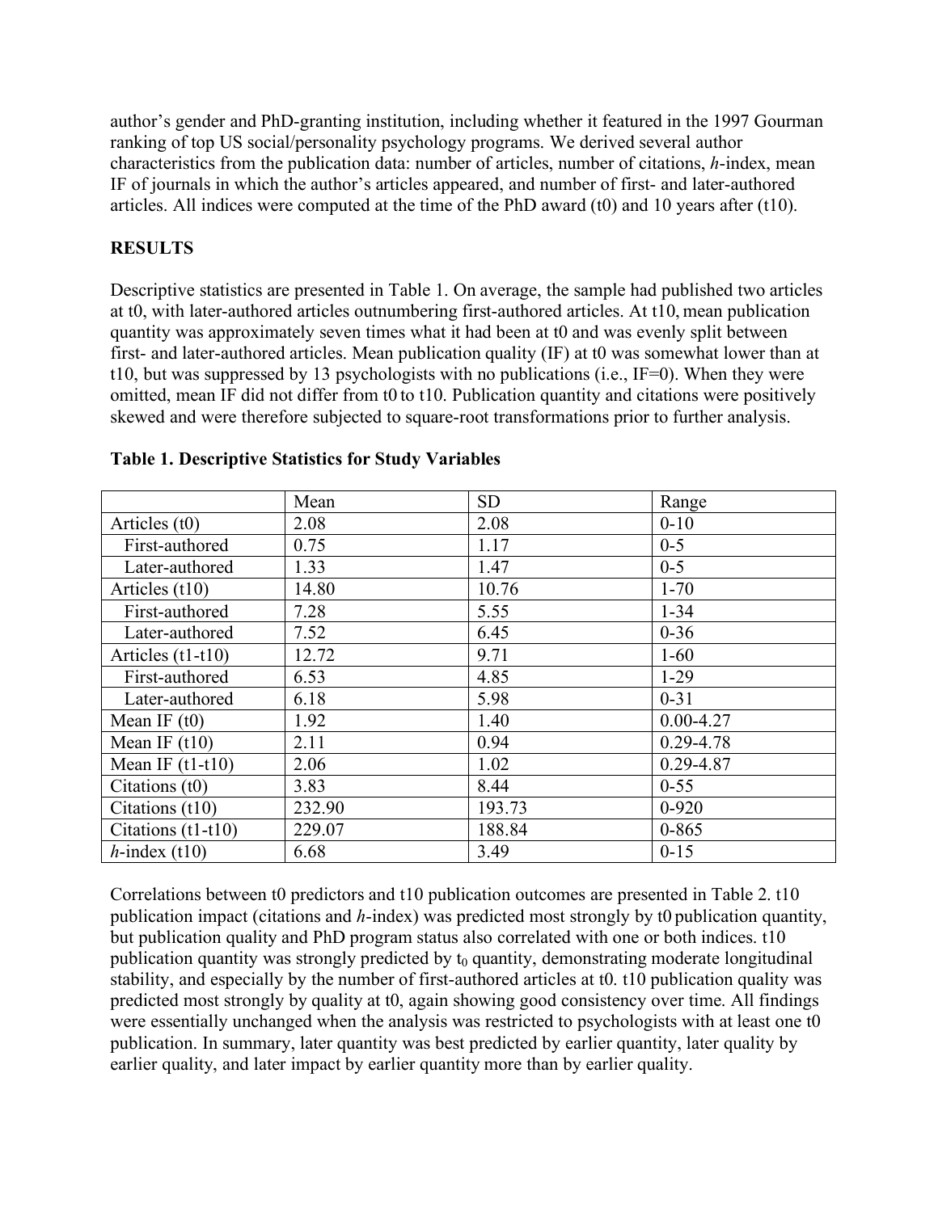author's gender and PhD-granting institution, including whether it featured in the 1997 Gourman ranking of top US social/personality psychology programs. We derived several author characteristics from the publication data: number of articles, number of citations, *h*-index, mean IF of journals in which the author's articles appeared, and number of first- and later-authored articles. All indices were computed at the time of the PhD award (t0) and 10 years after (t10).

## RESULTS

Descriptive statistics are presented in Table 1. On average, the sample had published two articles at t0, with later-authored articles outnumbering first-authored articles. At t10, mean publication quantity was approximately seven times what it had been at t0 and was evenly split between first- and later-authored articles. Mean publication quality (IF) at t0 was somewhat lower than at t10, but was suppressed by 13 psychologists with no publications (i.e., IF=0). When they were omitted, mean IF did not differ from t0 to t10. Publication quantity and citations were positively skewed and were therefore subjected to square-root transformations prior to further analysis.

**Table 1. Descriptive Statistics for Study Variables**

| | Mean | SD | Range |
|---|---|---|---|
| Articles (t0) | 2.08 | 2.08 | 0-10 |
| First-authored | 0.75 | 1.17 | 0-5 |
| Later-authored | 1.33 | 1.47 | 0-5 |
| Articles (t10) | 14.80 | 10.76 | 1-70 |
| First-authored | 7.28 | 5.55 | 1-34 |
| Later-authored | 7.52 | 6.45 | 0-36 |
| Articles (t1-t10) | 12.72 | 9.71 | 1-60 |
| First-authored | 6.53 | 4.85 | 1-29 |
| Later-authored | 6.18 | 5.98 | 0-31 |
| Mean IF (t0) | 1.92 | 1.40 | 0.00-4.27 |
| Mean IF (t10) | 2.11 | 0.94 | 0.29-4.78 |
| Mean IF (t1-t10) | 2.06 | 1.02 | 0.29-4.87 |
| Citations (t0) | 3.83 | 8.44 | 0-55 |
| Citations (t10) | 232.90 | 193.73 | 0-920 |
| Citations (t1-t10) | 229.07 | 188.84 | 0-865 |
| *h*-index (t10) | 6.68 | 3.49 | 0-15 |

Correlations between t0 predictors and t10 publication outcomes are presented in Table 2. t10 publication impact (citations and *h*-index) was predicted most strongly by t0 publication quantity, but publication quality and PhD program status also correlated with one or both indices. t10 publication quantity was strongly predicted by $t_0$ quantity, demonstrating moderate longitudinal stability, and especially by the number of first-authored articles at t0. t10 publication quality was predicted most strongly by quality at t0, again showing good consistency over time. All findings were essentially unchanged when the analysis was restricted to psychologists with at least one t0 publication. In summary, later quantity was best predicted by earlier quantity, later quality by earlier quality, and later impact by earlier quantity more than by earlier quality.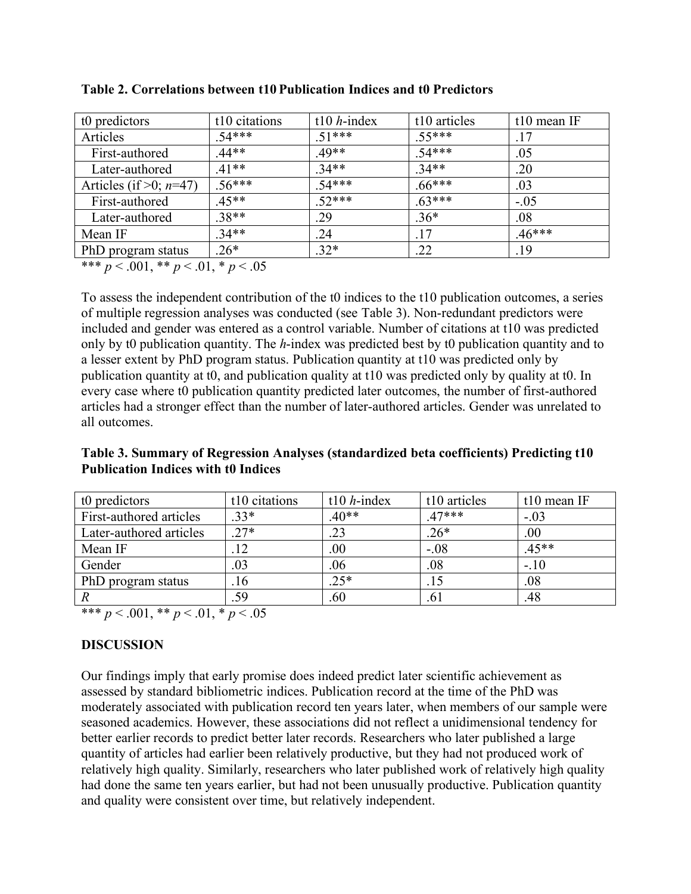**Table 2. Correlations between t10 Publication Indices and t0 Predictors**

| t0 predictors | t10 citations | t10 *h*-index | t10 articles | t10 mean IF |
|---|---|---|---|---|
| Articles | .54*** | .51*** | .55*** | .17 |
| First-authored | .44** | .49** | .54*** | .05 |
| Later-authored | .41** | .34** | .34** | .20 |
| Articles (if >0; *n*=47) | .56*** | .54*** | .66*** | .03 |
| First-authored | .45** | .52*** | .63*** | -.05 |
| Later-authored | .38** | .29 | .36* | .08 |
| Mean IF | .34** | .24 | .17 | .46*** |
| PhD program status | .26* | .32* | .22 | .19 |

*** $p < .001$, ** $p < .01$, * $p < .05$

To assess the independent contribution of the t0 indices to the t10 publication outcomes, a series of multiple regression analyses was conducted (see Table 3). Non-redundant predictors were included and gender was entered as a control variable. Number of citations at t10 was predicted only by t0 publication quantity. The *h*-index was predicted best by t0 publication quantity and to a lesser extent by PhD program status. Publication quantity at t10 was predicted only by publication quantity at t0, and publication quality at t10 was predicted only by quality at t0. In every case where t0 publication quantity predicted later outcomes, the number of first-authored articles had a stronger effect than the number of later-authored articles. Gender was unrelated to all outcomes.

**Table 3. Summary of Regression Analyses (standardized beta coefficients) Predicting t10 Publication Indices with t0 Indices**

| t0 predictors | t10 citations | t10 *h*-index | t10 articles | t10 mean IF |
|---|---|---|---|---|
| First-authored articles | .33* | .40** | .47*** | -.03 |
| Later-authored articles | .27* | .23 | .26* | .00 |
| Mean IF | .12 | .00 | -.08 | .45** |
| Gender | .03 | .06 | .08 | -.10 |
| PhD program status | .16 | .25* | .15 | .08 |
| *R* | .59 | .60 | .61 | .48 |

*** $p < .001$, ** $p < .01$, * $p < .05$

## DISCUSSION

Our findings imply that early promise does indeed predict later scientific achievement as assessed by standard bibliometric indices. Publication record at the time of the PhD was moderately associated with publication record ten years later, when members of our sample were seasoned academics. However, these associations did not reflect a unidimensional tendency for better earlier records to predict better later records. Researchers who later published a large quantity of articles had earlier been relatively productive, but they had not produced work of relatively high quality. Similarly, researchers who later published work of relatively high quality had done the same ten years earlier, but had not been unusually productive. Publication quantity and quality were consistent over time, but relatively independent.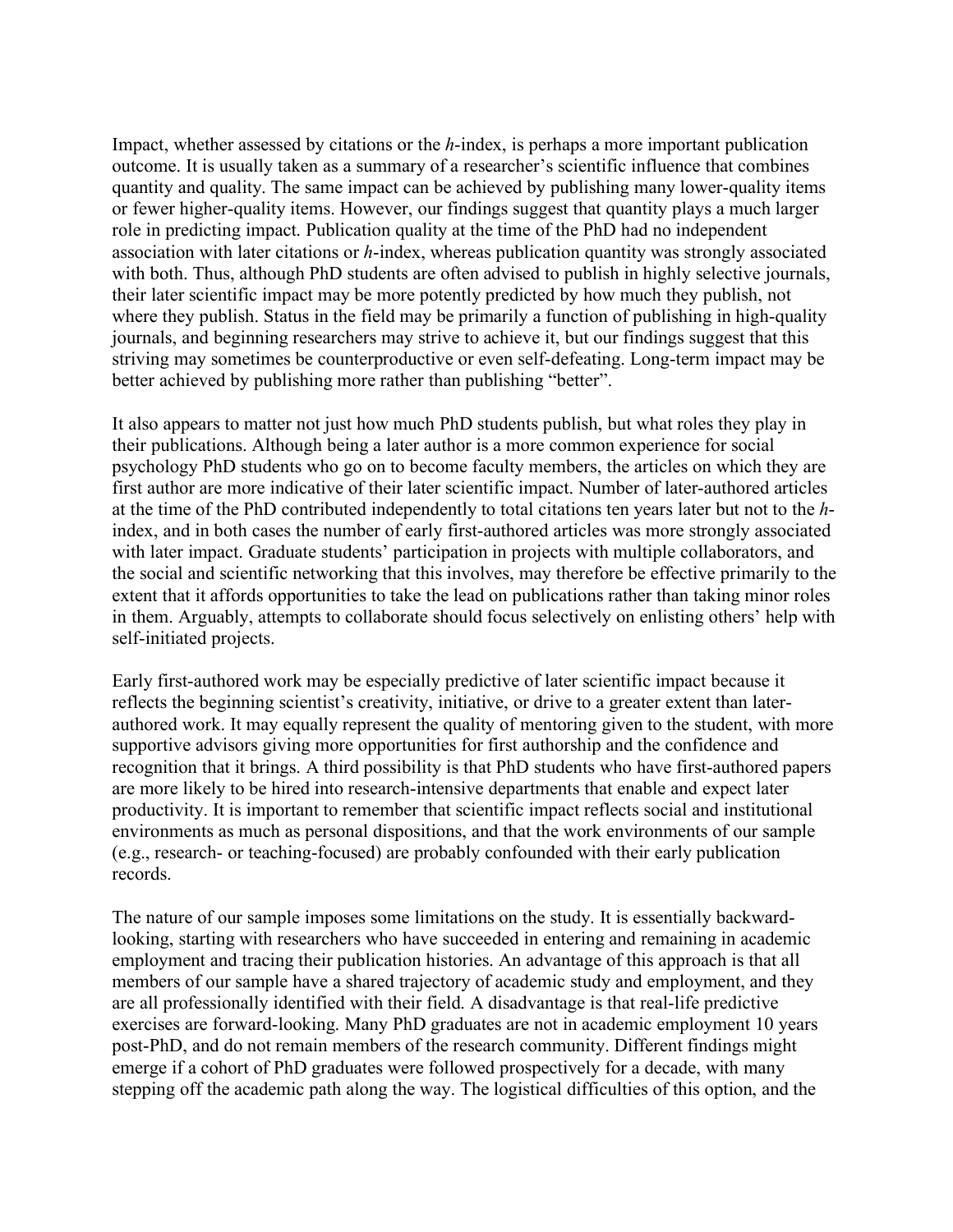Impact, whether assessed by citations or the *h*-index, is perhaps a more important publication outcome. It is usually taken as a summary of a researcher's scientific influence that combines quantity and quality. The same impact can be achieved by publishing many lower-quality items or fewer higher-quality items. However, our findings suggest that quantity plays a much larger role in predicting impact. Publication quality at the time of the PhD had no independent association with later citations or *h*-index, whereas publication quantity was strongly associated with both. Thus, although PhD students are often advised to publish in highly selective journals, their later scientific impact may be more potently predicted by how much they publish, not where they publish. Status in the field may be primarily a function of publishing in high-quality journals, and beginning researchers may strive to achieve it, but our findings suggest that this striving may sometimes be counterproductive or even self-defeating. Long-term impact may be better achieved by publishing more rather than publishing "better".

It also appears to matter not just how much PhD students publish, but what roles they play in their publications. Although being a later author is a more common experience for social psychology PhD students who go on to become faculty members, the articles on which they are first author are more indicative of their later scientific impact. Number of later-authored articles at the time of the PhD contributed independently to total citations ten years later but not to the *h*-index, and in both cases the number of early first-authored articles was more strongly associated with later impact. Graduate students' participation in projects with multiple collaborators, and the social and scientific networking that this involves, may therefore be effective primarily to the extent that it affords opportunities to take the lead on publications rather than taking minor roles in them. Arguably, attempts to collaborate should focus selectively on enlisting others' help with self-initiated projects.

Early first-authored work may be especially predictive of later scientific impact because it reflects the beginning scientist's creativity, initiative, or drive to a greater extent than later-authored work. It may equally represent the quality of mentoring given to the student, with more supportive advisors giving more opportunities for first authorship and the confidence and recognition that it brings. A third possibility is that PhD students who have first-authored papers are more likely to be hired into research-intensive departments that enable and expect later productivity. It is important to remember that scientific impact reflects social and institutional environments as much as personal dispositions, and that the work environments of our sample (e.g., research- or teaching-focused) are probably confounded with their early publication records.

The nature of our sample imposes some limitations on the study. It is essentially backward-looking, starting with researchers who have succeeded in entering and remaining in academic employment and tracing their publication histories. An advantage of this approach is that all members of our sample have a shared trajectory of academic study and employment, and they are all professionally identified with their field. A disadvantage is that real-life predictive exercises are forward-looking. Many PhD graduates are not in academic employment 10 years post-PhD, and do not remain members of the research community. Different findings might emerge if a cohort of PhD graduates were followed prospectively for a decade, with many stepping off the academic path along the way. The logistical difficulties of this option, and the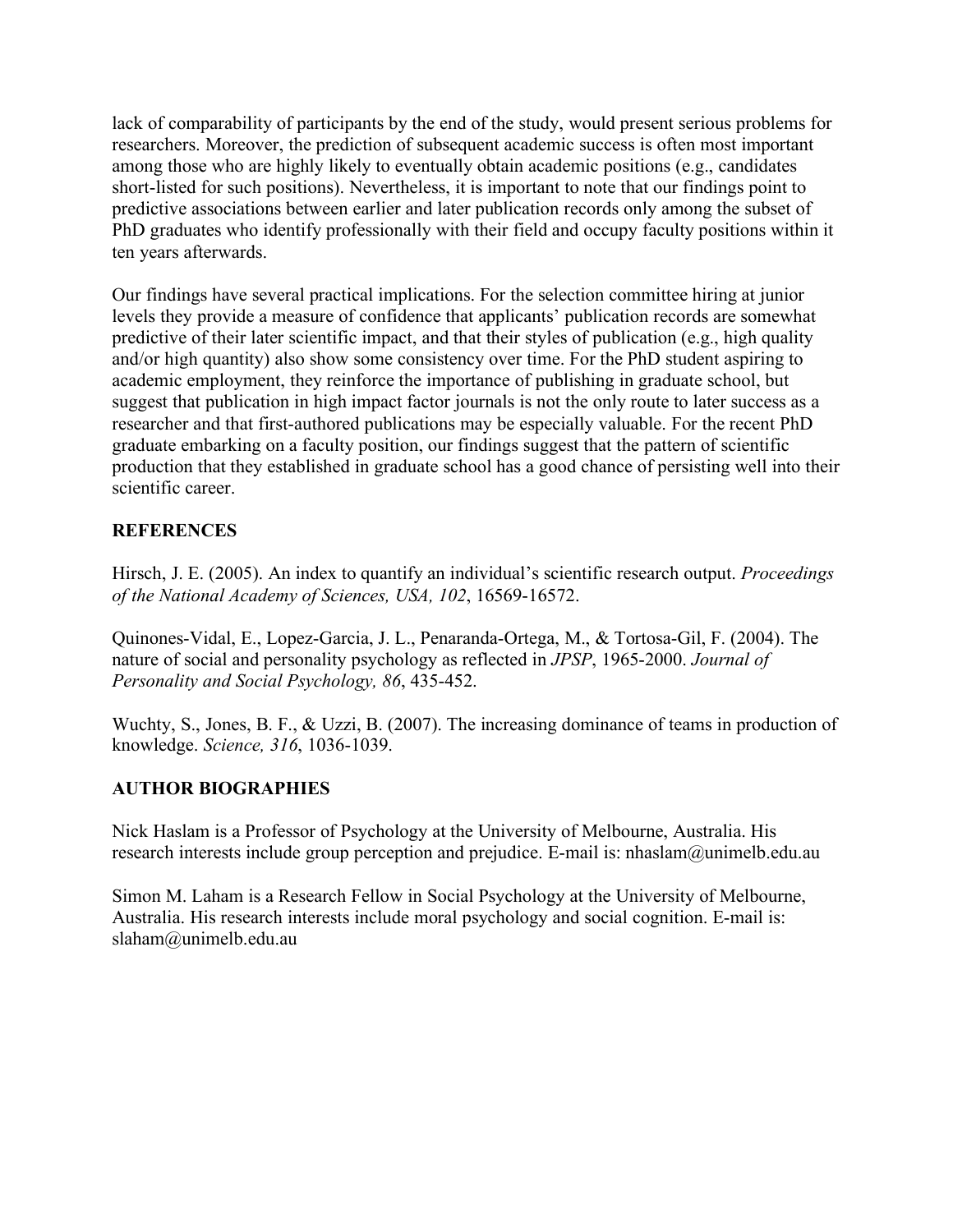lack of comparability of participants by the end of the study, would present serious problems for researchers. Moreover, the prediction of subsequent academic success is often most important among those who are highly likely to eventually obtain academic positions (e.g., candidates short-listed for such positions). Nevertheless, it is important to note that our findings point to predictive associations between earlier and later publication records only among the subset of PhD graduates who identify professionally with their field and occupy faculty positions within it ten years afterwards.

Our findings have several practical implications. For the selection committee hiring at junior levels they provide a measure of confidence that applicants' publication records are somewhat predictive of their later scientific impact, and that their styles of publication (e.g., high quality and/or high quantity) also show some consistency over time. For the PhD student aspiring to academic employment, they reinforce the importance of publishing in graduate school, but suggest that publication in high impact factor journals is not the only route to later success as a researcher and that first-authored publications may be especially valuable. For the recent PhD graduate embarking on a faculty position, our findings suggest that the pattern of scientific production that they established in graduate school has a good chance of persisting well into their scientific career.

## REFERENCES

Hirsch, J. E. (2005). An index to quantify an individual's scientific research output. *Proceedings of the National Academy of Sciences, USA, 102*, 16569-16572.

Quinones-Vidal, E., Lopez-Garcia, J. L., Penaranda-Ortega, M., & Tortosa-Gil, F. (2004). The nature of social and personality psychology as reflected in *JPSP*, 1965-2000. *Journal of Personality and Social Psychology, 86*, 435-452.

Wuchty, S., Jones, B. F., & Uzzi, B. (2007). The increasing dominance of teams in production of knowledge. *Science, 316*, 1036-1039.

## AUTHOR BIOGRAPHIES

Nick Haslam is a Professor of Psychology at the University of Melbourne, Australia. His research interests include group perception and prejudice. E-mail is: nhaslam@unimelb.edu.au

Simon M. Laham is a Research Fellow in Social Psychology at the University of Melbourne, Australia. His research interests include moral psychology and social cognition. E-mail is: slaham@unimelb.edu.au